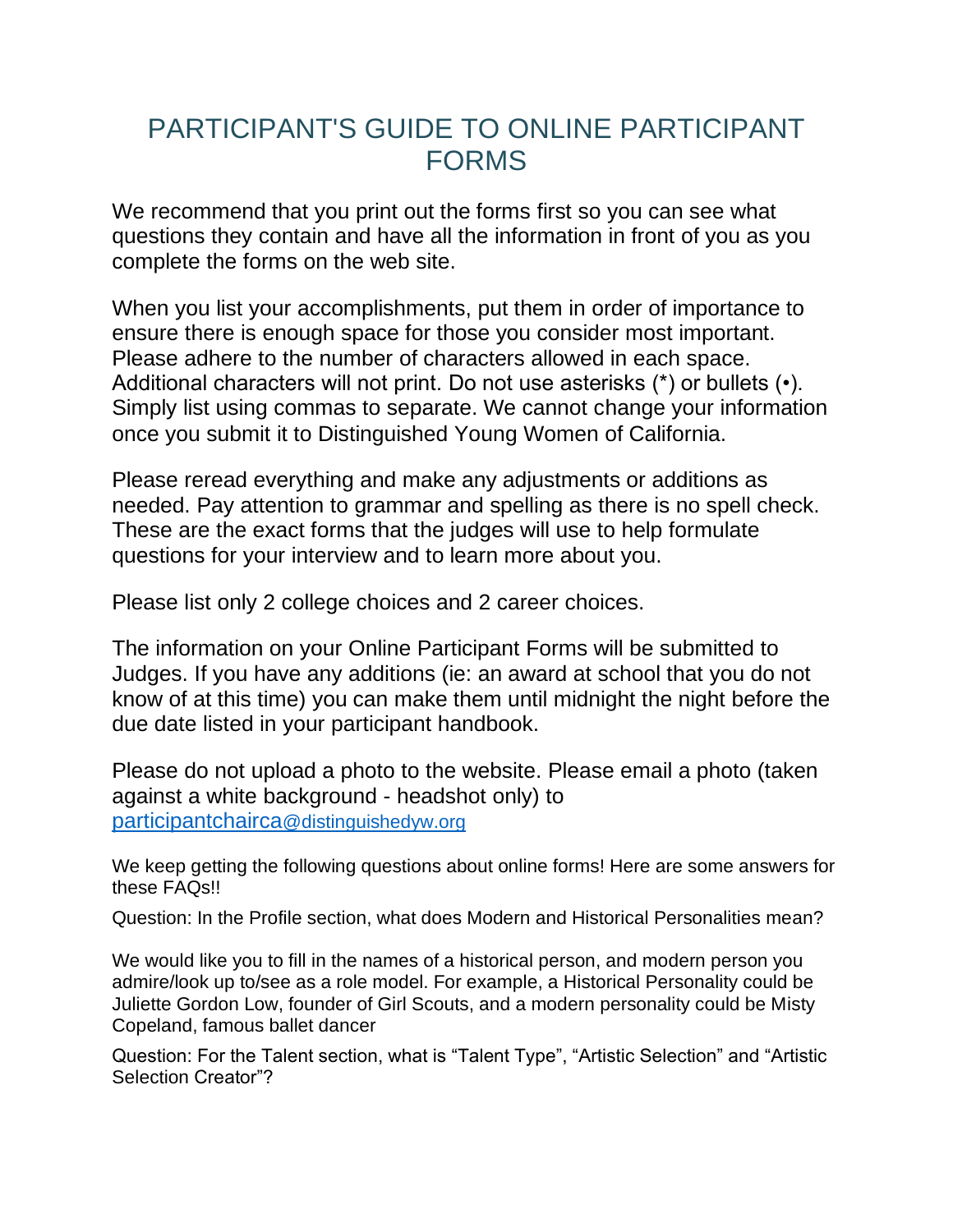# PARTICIPANT'S GUIDE TO ONLINE PARTICIPANT FORMS

We recommend that you print out the forms first so you can see what questions they contain and have all the information in front of you as you complete the forms on the web site.

When you list your accomplishments, put them in order of importance to ensure there is enough space for those you consider most important. Please adhere to the number of characters allowed in each space. Additional characters will not print. Do not use asterisks (*) or bullets (•). Simply list using commas to separate. We cannot change your information once you submit it to Distinguished Young Women of California.

Please reread everything and make any adjustments or additions as needed. Pay attention to grammar and spelling as there is no spell check. These are the exact forms that the judges will use to help formulate questions for your interview and to learn more about you.

Please list only 2 college choices and 2 career choices.

The information on your Online Participant Forms will be submitted to Judges. If you have any additions (ie: an award at school that you do not know of at this time) you can make them until midnight the night before the due date listed in your participant handbook.

Please do not upload a photo to the website. Please email a photo (taken against a white background - headshot only) to participantchairca@distinguishedyw.org

We keep getting the following questions about online forms! Here are some answers for these FAQs!!

Question: In the Profile section, what does Modern and Historical Personalities mean?

We would like you to fill in the names of a historical person, and modern person you admire/look up to/see as a role model. For example, a Historical Personality could be Juliette Gordon Low, founder of Girl Scouts, and a modern personality could be Misty Copeland, famous ballet dancer

Question: For the Talent section, what is "Talent Type", "Artistic Selection" and "Artistic Selection Creator"?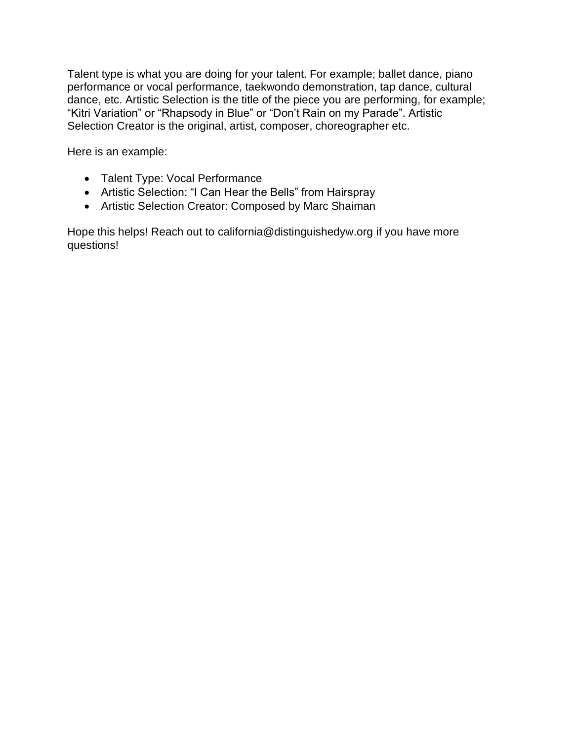Talent type is what you are doing for your talent. For example; ballet dance, piano performance or vocal performance, taekwondo demonstration, tap dance, cultural dance, etc. Artistic Selection is the title of the piece you are performing, for example; "Kitri Variation" or "Rhapsody in Blue" or "Don't Rain on my Parade". Artistic Selection Creator is the original, artist, composer, choreographer etc.

Here is an example:

- Talent Type: Vocal Performance
- Artistic Selection: "I Can Hear the Bells" from Hairspray
- Artistic Selection Creator: Composed by Marc Shaiman

Hope this helps! Reach out to california@distinguishedyw.org if you have more questions!